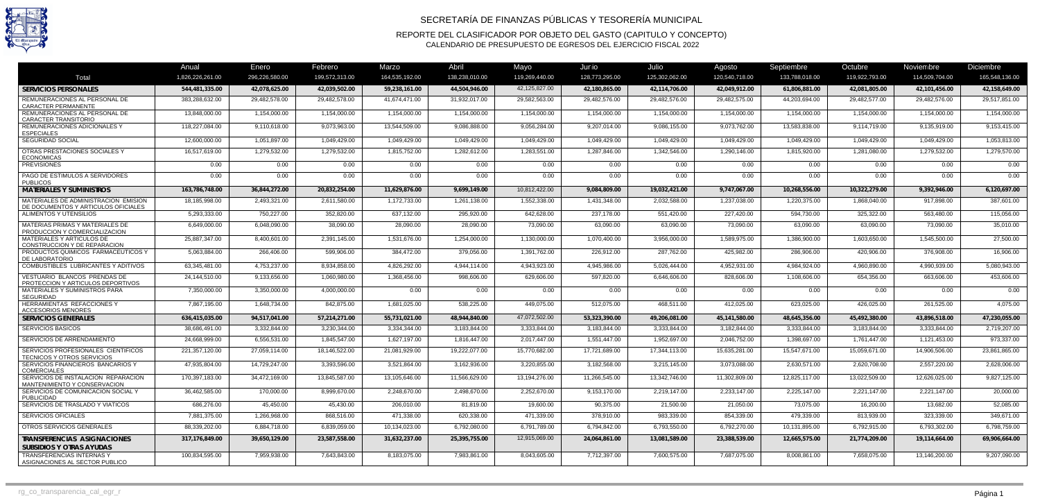# SECRETARÍA DE FINANZAS PÚBLICAS Y TESORERÍA MUNICIPAL

## REPORTE DEL CLASIFICADOR POR OBJETO DEL GASTO (CAPITULO Y CONCEPTO)

### CALENDARIO DE PRESUPUESTO DE EGRESOS DEL EJERCICIO FISCAL 2022

| Total | Anual | Enero | Febrero | Marzo | Abril | Mayo | Junio | Julio | Agosto | Septiembre | Octubre | Noviembre | Diciembre |
|---|---|---|---|---|---|---|---|---|---|---|---|---|---|
| | 1,826,226,261.00 | 296,226,580.00 | 199,572,313.00 | 164,535,192.00 | 138,238,010.00 | 119,269,440.00 | 128,773,295.00 | 125,302,062.00 | 120,540,718.00 | 133,788,018.00 | 119,922,793.00 | 114,509,704.00 | 165,548,136.00 |
| **SERVICIOS PERSONALES** | **544,481,335.00** | **42,078,625.00** | **42,039,502.00** | **59,238,161.00** | **44,504,946.00** | 42,125,827.00 | **42,180,865.00** | **42,114,706.00** | **42,049,912.00** | **61,806,881.00** | **42,081,805.00** | **42,101,456.00** | **42,158,649.00** |
| REMUNERACIONES AL PERSONAL DE CARACTER PERMANENTE | 383,288,632.00 | 29,482,578.00 | 29,482,578.00 | 41,674,471.00 | 31,932,017.00 | 29,582,563.00 | 29,482,576.00 | 29,482,576.00 | 29,482,575.00 | 44,203,694.00 | 29,482,577.00 | 29,482,576.00 | 29,517,851.00 |
| REMUNERACIONES AL PERSONAL DE CARACTER TRANSITORIO | 13,848,000.00 | 1,154,000.00 | 1,154,000.00 | 1,154,000.00 | 1,154,000.00 | 1,154,000.00 | 1,154,000.00 | 1,154,000.00 | 1,154,000.00 | 1,154,000.00 | 1,154,000.00 | 1,154,000.00 | 1,154,000.00 |
| REMUNERACIONES ADICIONALES Y ESPECIALES | 118,227,084.00 | 9,110,618.00 | 9,073,963.00 | 13,544,509.00 | 9,086,888.00 | 9,056,284.00 | 9,207,014.00 | 9,086,155.00 | 9,073,762.00 | 13,583,838.00 | 9,114,719.00 | 9,135,919.00 | 9,153,415.00 |
| SEGURIDAD SOCIAL | 12,600,000.00 | 1,051,897.00 | 1,049,429.00 | 1,049,429.00 | 1,049,429.00 | 1,049,429.00 | 1,049,429.00 | 1,049,429.00 | 1,049,429.00 | 1,049,429.00 | 1,049,429.00 | 1,049,429.00 | 1,053,813.00 |
| OTRAS PRESTACIONES SOCIALES Y ECONOMICAS | 16,517,619.00 | 1,279,532.00 | 1,279,532.00 | 1,815,752.00 | 1,282,612.00 | 1,283,551.00 | 1,287,846.00 | 1,342,546.00 | 1,290,146.00 | 1,815,920.00 | 1,281,080.00 | 1,279,532.00 | 1,279,570.00 |
| PREVISIONES | 0.00 | 0.00 | 0.00 | 0.00 | 0.00 | 0.00 | 0.00 | 0.00 | 0.00 | 0.00 | 0.00 | 0.00 | 0.00 |
| PAGO DE ESTIMULOS A SERVIDORES PUBLICOS | 0.00 | 0.00 | 0.00 | 0.00 | 0.00 | 0.00 | 0.00 | 0.00 | 0.00 | 0.00 | 0.00 | 0.00 | 0.00 |
| **MATERIALES Y SUMINISTROS** | **163,786,748.00** | **36,844,272.00** | **20,832,254.00** | **11,629,876.00** | **9,699,149.00** | 10,812,422.00 | **9,084,809.00** | **19,032,421.00** | **9,747,067.00** | **10,268,556.00** | **10,322,279.00** | **9,392,946.00** | **6,120,697.00** |
| MATERIALES DE ADMINISTRACION EMISION DE DOCUMENTOS Y ARTICULOS OFICIALES | 18,185,998.00 | 2,493,321.00 | 2,611,580.00 | 1,172,733.00 | 1,261,138.00 | 1,552,338.00 | 1,431,348.00 | 2,032,588.00 | 1,237,038.00 | 1,220,375.00 | 1,868,040.00 | 917,898.00 | 387,601.00 |
| ALIMENTOS Y UTENSILIOS | 5,293,333.00 | 750,227.00 | 352,820.00 | 637,132.00 | 295,920.00 | 642,628.00 | 237,178.00 | 551,420.00 | 227,420.00 | 594,730.00 | 325,322.00 | 563,480.00 | 115,056.00 |
| MATERIAS PRIMAS Y MATERIALES DE PRODUCCION Y COMERCIALIZACION | 6,649,000.00 | 6,048,090.00 | 38,090.00 | 28,090.00 | 28,090.00 | 73,090.00 | 63,090.00 | 63,090.00 | 73,090.00 | 63,090.00 | 63,090.00 | 73,090.00 | 35,010.00 |
| MATERIALES Y ARTICULOS DE CONSTRUCCION Y DE REPARACION | 25,887,347.00 | 8,400,601.00 | 2,391,145.00 | 1,531,676.00 | 1,254,000.00 | 1,130,000.00 | 1,070,400.00 | 3,956,000.00 | 1,589,975.00 | 1,386,900.00 | 1,603,650.00 | 1,545,500.00 | 27,500.00 |
| PRODUCTOS QUIMICOS FARMACEUTICOS Y DE LABORATORIO | 5,063,884.00 | 266,406.00 | 599,906.00 | 384,472.00 | 379,056.00 | 1,391,762.00 | 226,912.00 | 287,762.00 | 425,982.00 | 286,906.00 | 420,906.00 | 376,908.00 | 16,906.00 |
| COMBUSTIBLES LUBRICANTES Y ADITIVOS | 63,345,481.00 | 4,753,237.00 | 8,934,858.00 | 4,826,292.00 | 4,944,114.00 | 4,943,923.00 | 4,945,986.00 | 5,026,444.00 | 4,952,931.00 | 4,984,924.00 | 4,960,890.00 | 4,990,939.00 | 5,080,943.00 |
| VESTUARIO BLANCOS PRENDAS DE PROTECCION Y ARTICULOS DEPORTIVOS | 24,144,510.00 | 9,133,656.00 | 1,060,980.00 | 1,368,456.00 | 998,606.00 | 629,606.00 | 597,820.00 | 6,646,606.00 | 828,606.00 | 1,108,606.00 | 654,356.00 | 663,606.00 | 453,606.00 |
| MATERIALES Y SUMINISTROS PARA SEGURIDAD | 7,350,000.00 | 3,350,000.00 | 4,000,000.00 | 0.00 | 0.00 | 0.00 | 0.00 | 0.00 | 0.00 | 0.00 | 0.00 | 0.00 | 0.00 |
| HERRAMIENTAS REFACCIONES Y ACCESORIOS MENORES | 7,867,195.00 | 1,648,734.00 | 842,875.00 | 1,681,025.00 | 538,225.00 | 449,075.00 | 512,075.00 | 468,511.00 | 412,025.00 | 623,025.00 | 426,025.00 | 261,525.00 | 4,075.00 |
| **SERVICIOS GENERALES** | **636,415,035.00** | **94,517,041.00** | **57,214,271.00** | **55,731,021.00** | **48,944,840.00** | 47,072,502.00 | **53,323,390.00** | **49,206,081.00** | **45,141,580.00** | **48,645,356.00** | **45,492,380.00** | **43,896,518.00** | **47,230,055.00** |
| SERVICIOS BASICOS | 38,686,491.00 | 3,332,844.00 | 3,230,344.00 | 3,334,344.00 | 3,183,844.00 | 3,333,844.00 | 3,183,844.00 | 3,333,844.00 | 3,182,844.00 | 3,333,844.00 | 3,183,844.00 | 3,333,844.00 | 2,719,207.00 |
| SERVICIOS DE ARRENDAMIENTO | 24,668,999.00 | 6,556,531.00 | 1,845,547.00 | 1,627,197.00 | 1,816,447.00 | 2,017,447.00 | 1,551,447.00 | 1,952,697.00 | 2,046,752.00 | 1,398,697.00 | 1,761,447.00 | 1,121,453.00 | 973,337.00 |
| SERVICIOS PROFESIONALES CIENTIFICOS TECNICOS Y OTROS SERVICIOS | 221,357,120.00 | 27,059,114.00 | 18,146,522.00 | 21,081,929.00 | 19,222,077.00 | 15,770,682.00 | 17,721,689.00 | 17,344,113.00 | 15,635,281.00 | 15,547,671.00 | 15,059,671.00 | 14,906,506.00 | 23,861,865.00 |
| SERVICIOS FINANCIEROS BANCARIOS Y COMERCIALES | 47,935,804.00 | 14,729,247.00 | 3,393,596.00 | 3,521,864.00 | 3,162,936.00 | 3,220,855.00 | 3,182,568.00 | 3,215,145.00 | 3,073,088.00 | 2,630,571.00 | 2,620,708.00 | 2,557,220.00 | 2,628,006.00 |
| SERVICIOS DE INSTALACION REPARACION MANTENIMIENTO Y CONSERVACION | 170,397,183.00 | 34,472,169.00 | 13,845,587.00 | 13,105,646.00 | 11,566,629.00 | 13,194,276.00 | 11,266,545.00 | 13,342,746.00 | 11,302,809.00 | 12,825,117.00 | 13,022,509.00 | 12,626,025.00 | 9,827,125.00 |
| SERVICIOS DE COMUNICACION SOCIAL Y PUBLICIDAD | 36,462,585.00 | 170,000.00 | 8,999,670.00 | 2,248,670.00 | 2,498,670.00 | 2,252,670.00 | 9,153,170.00 | 2,219,147.00 | 2,233,147.00 | 2,225,147.00 | 2,221,147.00 | 2,221,147.00 | 20,000.00 |
| SERVICIOS DE TRASLADO Y VIATICOS | 686,276.00 | 45,450.00 | 45,430.00 | 206,010.00 | 81,819.00 | 19,600.00 | 90,375.00 | 21,500.00 | 21,050.00 | 73,075.00 | 16,200.00 | 13,682.00 | 52,085.00 |
| SERVICIOS OFICIALES | 7,881,375.00 | 1,266,968.00 | 868,516.00 | 471,338.00 | 620,338.00 | 471,339.00 | 378,910.00 | 983,339.00 | 854,339.00 | 479,339.00 | 813,939.00 | 323,339.00 | 349,671.00 |
| OTROS SERVICIOS GENERALES | 88,339,202.00 | 6,884,718.00 | 6,839,059.00 | 10,134,023.00 | 6,792,080.00 | 6,791,789.00 | 6,794,842.00 | 6,793,550.00 | 6,792,270.00 | 10,131,895.00 | 6,792,915.00 | 6,793,302.00 | 6,798,759.00 |
| **TRANSFERENCIAS ASIGNACIONES SUBSIDIOS Y OTRAS AYUDAS** | **317,176,849.00** | **39,650,129.00** | **23,587,558.00** | **31,632,237.00** | **25,395,755.00** | 12,915,069.00 | **24,064,861.00** | **13,081,589.00** | **23,388,539.00** | **12,665,575.00** | **21,774,209.00** | **19,114,664.00** | **69,906,664.00** |
| TRANSFERENCIAS INTERNAS Y ASIGNACIONES AL SECTOR PUBLICO | 100,834,595.00 | 7,959,938.00 | 7,643,843.00 | 8,183,075.00 | 7,983,861.00 | 8,043,605.00 | 7,712,397.00 | 7,600,575.00 | 7,687,075.00 | 8,008,861.00 | 7,658,075.00 | 13,146,200.00 | 9,207,090.00 |

rg_co_transparencia_cal_egr_r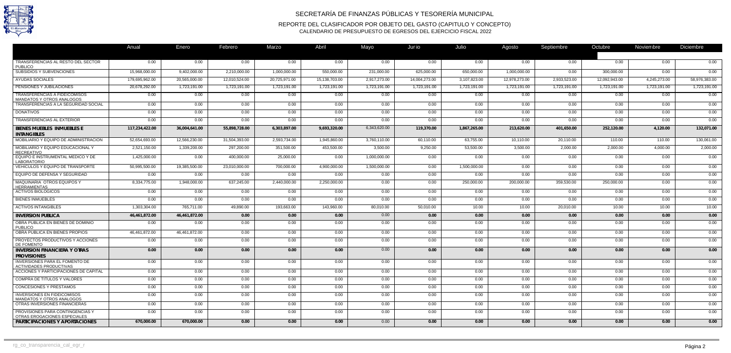# SECRETARÍA DE FINANZAS PÚBLICAS Y TESORERÍA MUNICIPAL

## REPORTE DEL CLASIFICADOR POR OBJETO DEL GASTO (CAPITULO Y CONCEPTO)

CALENDARIO DE PRESUPUESTO DE EGRESOS DEL EJERCICIO FISCAL 2022

| | Anual | Enero | Febrero | Marzo | Abril | Mayo | Junio | Julio | Agosto | Septiembre | Octubre | Noviembre | Diciembre |
|---|---|---|---|---|---|---|---|---|---|---|---|---|---|
| TRANSFERENCIAS AL RESTO DEL SECTOR PUBLICO | 0.00 | 0.00 | 0.00 | 0.00 | 0.00 | 0.00 | 0.00 | 0.00 | 0.00 | 0.00 | 0.00 | 0.00 | 0.00 |
| SUBSIDIOS Y SUBVENCIONES | 15,968,000.00 | 9,402,000.00 | 2,210,000.00 | 1,000,000.00 | 550,000.00 | 231,000.00 | 625,000.00 | 650,000.00 | 1,000,000.00 | 0.00 | 300,000.00 | 0.00 | 0.00 |
| AYUDAS SOCIALES | 179,695,962.00 | 20,565,000.00 | 12,010,524.00 | 20,725,971.00 | 15,138,703.00 | 2,917,273.00 | 14,004,273.00 | 3,107,823.00 | 12,978,273.00 | 2,933,523.00 | 12,092,943.00 | 4,245,273.00 | 58,976,383.00 |
| PENSIONES Y JUBILACIONES | 20,678,292.00 | 1,723,191.00 | 1,723,191.00 | 1,723,191.00 | 1,723,191.00 | 1,723,191.00 | 1,723,191.00 | 1,723,191.00 | 1,723,191.00 | 1,723,191.00 | 1,723,191.00 | 1,723,191.00 | 1,723,191.00 |
| TRANSFERENCIAS A FIDEICOMISOS MANDATOS Y OTROS ANALOGOS | 0.00 | 0.00 | 0.00 | 0.00 | 0.00 | 0.00 | 0.00 | 0.00 | 0.00 | 0.00 | 0.00 | 0.00 | 0.00 |
| TRANSFERENCIAS A LA SEGURIDAD SOCIAL | 0.00 | 0.00 | 0.00 | 0.00 | 0.00 | 0.00 | 0.00 | 0.00 | 0.00 | 0.00 | 0.00 | 0.00 | 0.00 |
| DONATIVOS | 0.00 | 0.00 | 0.00 | 0.00 | 0.00 | 0.00 | 0.00 | 0.00 | 0.00 | 0.00 | 0.00 | 0.00 | 0.00 |
| TRANSFERENCIAS AL EXTERIOR | 0.00 | 0.00 | 0.00 | 0.00 | 0.00 | 0.00 | 0.00 | 0.00 | 0.00 | 0.00 | 0.00 | 0.00 | 0.00 |
| **BIENES MUEBLES INMUEBLES E INTANGIBLES** | **117,234,422.00** | **36,004,641.00** | **55,898,728.00** | **6,303,897.00** | **9,693,320.00** | 6,343,620.00 | **119,370.00** | **1,867,265.00** | **213,620.00** | **401,650.00** | **252,120.00** | **4,120.00** | **132,071.00** |
| MOBILIARIO Y EQUIPO DE ADMINISTRACION | 52,654,693.00 | 12,566,230.00 | 31,504,393.00 | 2,593,734.00 | 1,945,860.00 | 3,760,110.00 | 60,110.00 | 63,755.00 | 10,110.00 | 20,110.00 | 110.00 | 110.00 | 130,061.00 |
| MOBILIARIO Y EQUIPO EDUCACIONAL Y RECREATIVO | 2,521,150.00 | 1,339,200.00 | 297,200.00 | 351,500.00 | 453,500.00 | 3,500.00 | 9,250.00 | 53,500.00 | 3,500.00 | 2,000.00 | 2,000.00 | 4,000.00 | 2,000.00 |
| EQUIPO E INSTRUMENTAL MEDICO Y DE LABORATORIO | 1,425,000.00 | 0.00 | 400,000.00 | 25,000.00 | 0.00 | 1,000,000.00 | 0.00 | 0.00 | 0.00 | 0.00 | 0.00 | 0.00 | 0.00 |
| VEHICULOS Y EQUIPO DE TRANSPORTE | 50,995,500.00 | 19,385,500.00 | 23,010,000.00 | 700,000.00 | 4,900,000.00 | 1,500,000.00 | 0.00 | 1,500,000.00 | 0.00 | 0.00 | 0.00 | 0.00 | 0.00 |
| EQUIPO DE DEFENSA Y SEGURIDAD | 0.00 | 0.00 | 0.00 | 0.00 | 0.00 | 0.00 | 0.00 | 0.00 | 0.00 | 0.00 | 0.00 | 0.00 | 0.00 |
| MAQUINARIA OTROS EQUIPOS Y HERRAMIENTAS | 8,334,775.00 | 1,948,000.00 | 637,245.00 | 2,440,000.00 | 2,250,000.00 | 0.00 | 0.00 | 250,000.00 | 200,000.00 | 359,530.00 | 250,000.00 | 0.00 | 0.00 |
| ACTIVOS BIOLOGICOS | 0.00 | 0.00 | 0.00 | 0.00 | 0.00 | 0.00 | 0.00 | 0.00 | 0.00 | 0.00 | 0.00 | 0.00 | 0.00 |
| BIENES INMUEBLES | 0.00 | 0.00 | 0.00 | 0.00 | 0.00 | 0.00 | 0.00 | 0.00 | 0.00 | 0.00 | 0.00 | 0.00 | 0.00 |
| ACTIVOS INTANGIBLES | 1,303,304.00 | 765,711.00 | 49,890.00 | 193,663.00 | 143,960.00 | 80,010.00 | 50,010.00 | 10.00 | 10.00 | 20,010.00 | 10.00 | 10.00 | 10.00 |
| **INVERSION PUBLICA** | **46,461,872.00** | **46,461,872.00** | **0.00** | **0.00** | **0.00** | 0.00 | **0.00** | **0.00** | **0.00** | **0.00** | **0.00** | **0.00** | **0.00** |
| OBRA PUBLICA EN BIENES DE DOMINIO PUBLICO | 0.00 | 0.00 | 0.00 | 0.00 | 0.00 | 0.00 | 0.00 | 0.00 | 0.00 | 0.00 | 0.00 | 0.00 | 0.00 |
| OBRA PUBLICA EN BIENES PROPIOS | 46,461,872.00 | 46,461,872.00 | 0.00 | 0.00 | 0.00 | 0.00 | 0.00 | 0.00 | 0.00 | 0.00 | 0.00 | 0.00 | 0.00 |
| PROYECTOS PRODUCTIVOS Y ACCIONES DE FOMENTO | 0.00 | 0.00 | 0.00 | 0.00 | 0.00 | 0.00 | 0.00 | 0.00 | 0.00 | 0.00 | 0.00 | 0.00 | 0.00 |
| **INVERSION FINANCIERA Y OTRAS PROVISIONES** | **0.00** | **0.00** | **0.00** | **0.00** | **0.00** | 0.00 | **0.00** | **0.00** | **0.00** | **0.00** | **0.00** | **0.00** | **0.00** |
| INVERSIONES PARA EL FOMENTO DE ACTIVIDADES PRODUCTIVAS | 0.00 | 0.00 | 0.00 | 0.00 | 0.00 | 0.00 | 0.00 | 0.00 | 0.00 | 0.00 | 0.00 | 0.00 | 0.00 |
| ACCIONES Y PARTICIPACIONES DE CAPITAL | 0.00 | 0.00 | 0.00 | 0.00 | 0.00 | 0.00 | 0.00 | 0.00 | 0.00 | 0.00 | 0.00 | 0.00 | 0.00 |
| COMPRA DE TITULOS Y VALORES | 0.00 | 0.00 | 0.00 | 0.00 | 0.00 | 0.00 | 0.00 | 0.00 | 0.00 | 0.00 | 0.00 | 0.00 | 0.00 |
| CONCESIONES Y PRESTAMOS | 0.00 | 0.00 | 0.00 | 0.00 | 0.00 | 0.00 | 0.00 | 0.00 | 0.00 | 0.00 | 0.00 | 0.00 | 0.00 |
| INVERSIONES EN FIDEICOMISOS MANDATOS Y OTROS ANALOGOS | 0.00 | 0.00 | 0.00 | 0.00 | 0.00 | 0.00 | 0.00 | 0.00 | 0.00 | 0.00 | 0.00 | 0.00 | 0.00 |
| OTRAS INVERSIONES FINANCIERAS | 0.00 | 0.00 | 0.00 | 0.00 | 0.00 | 0.00 | 0.00 | 0.00 | 0.00 | 0.00 | 0.00 | 0.00 | 0.00 |
| PROVISIONES PARA CONTINGENCIAS Y OTRAS EROGACIONES ESPECIALES | 0.00 | 0.00 | 0.00 | 0.00 | 0.00 | 0.00 | 0.00 | 0.00 | 0.00 | 0.00 | 0.00 | 0.00 | 0.00 |
| **PARTICIPACIONES Y APORTACIONES** | **670,000.00** | **670,000.00** | **0.00** | **0.00** | **0.00** | 0.00 | **0.00** | **0.00** | **0.00** | **0.00** | **0.00** | **0.00** | **0.00** |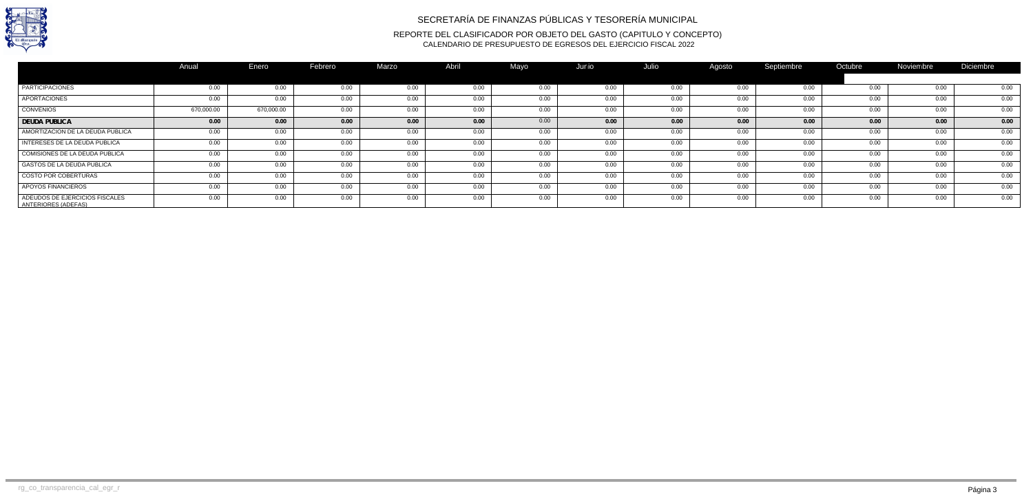# SECRETARÍA DE FINANZAS PÚBLICAS Y TESORERÍA MUNICIPAL

## REPORTE DEL CLASIFICADOR POR OBJETO DEL GASTO (CAPITULO Y CONCEPTO)

### CALENDARIO DE PRESUPUESTO DE EGRESOS DEL EJERCICIO FISCAL 2022

| | Anual | Enero | Febrero | Marzo | Abril | Mayo | Junio | Julio | Agosto | Septiembre | Octubre | Noviembre | Diciembre |
|---|---|---|---|---|---|---|---|---|---|---|---|---|---|
| PARTICIPACIONES | 0.00 | 0.00 | 0.00 | 0.00 | 0.00 | 0.00 | 0.00 | 0.00 | 0.00 | 0.00 | 0.00 | 0.00 | 0.00 |
| APORTACIONES | 0.00 | 0.00 | 0.00 | 0.00 | 0.00 | 0.00 | 0.00 | 0.00 | 0.00 | 0.00 | 0.00 | 0.00 | 0.00 |
| CONVENIOS | 670,000.00 | 670,000.00 | 0.00 | 0.00 | 0.00 | 0.00 | 0.00 | 0.00 | 0.00 | 0.00 | 0.00 | 0.00 | 0.00 |
| **DEUDA PUBLICA** | **0.00** | **0.00** | **0.00** | **0.00** | **0.00** | 0.00 | **0.00** | **0.00** | **0.00** | **0.00** | **0.00** | **0.00** | **0.00** |
| AMORTIZACION DE LA DEUDA PUBLICA | 0.00 | 0.00 | 0.00 | 0.00 | 0.00 | 0.00 | 0.00 | 0.00 | 0.00 | 0.00 | 0.00 | 0.00 | 0.00 |
| INTERESES DE LA DEUDA PUBLICA | 0.00 | 0.00 | 0.00 | 0.00 | 0.00 | 0.00 | 0.00 | 0.00 | 0.00 | 0.00 | 0.00 | 0.00 | 0.00 |
| COMISIONES DE LA DEUDA PUBLICA | 0.00 | 0.00 | 0.00 | 0.00 | 0.00 | 0.00 | 0.00 | 0.00 | 0.00 | 0.00 | 0.00 | 0.00 | 0.00 |
| GASTOS DE LA DEUDA PUBLICA | 0.00 | 0.00 | 0.00 | 0.00 | 0.00 | 0.00 | 0.00 | 0.00 | 0.00 | 0.00 | 0.00 | 0.00 | 0.00 |
| COSTO POR COBERTURAS | 0.00 | 0.00 | 0.00 | 0.00 | 0.00 | 0.00 | 0.00 | 0.00 | 0.00 | 0.00 | 0.00 | 0.00 | 0.00 |
| APOYOS FINANCIEROS | 0.00 | 0.00 | 0.00 | 0.00 | 0.00 | 0.00 | 0.00 | 0.00 | 0.00 | 0.00 | 0.00 | 0.00 | 0.00 |
| ADEUDOS DE EJERCICIOS FISCALES ANTERIORES (ADEFAS) | 0.00 | 0.00 | 0.00 | 0.00 | 0.00 | 0.00 | 0.00 | 0.00 | 0.00 | 0.00 | 0.00 | 0.00 | 0.00 |

rg_co_transparencia_cal_egr_r